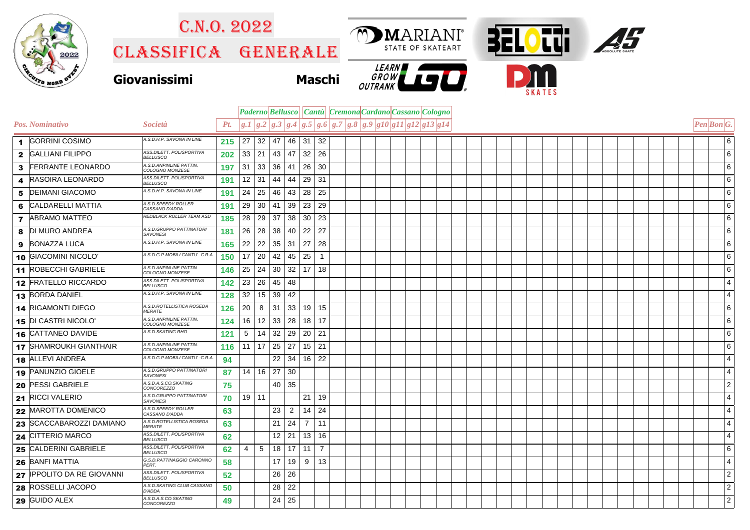# C.N.O. 2022

## CLASSIFICA GENERALE

**Giovanissimi** **Maschi**

| Pos. | Nominativo | Società | Pt. | Paderno g.1 | Paderno g.2 | Bellusco g.3 | Bellusco g.4 | Cantù g.5 | Cantù g.6 | Cremona g.7 | Cremona g.8 | Cardano g.9 | Cardano g10 | Cassano g11 | Cassano g12 | Cologno g13 | Cologno g14 | Pen | Bon | G. |
|---|---|---|---|---|---|---|---|---|---|---|---|---|---|---|---|---|---|---|---|---|
| 1 | GORRINI COSIMO | A.S.D.H.P. SAVONA IN LINE | 215 | 27 | 32 | 47 | 46 | 31 | 32 | | | | | | | | | | | 6 |
| 2 | GALLIANI FILIPPO | ASS.DILETT. POLISPORTIVA BELLUSCO | 202 | 33 | 21 | 43 | 47 | 32 | 26 | | | | | | | | | | | 6 |
| 3 | FERRANTE LEONARDO | A.S.D.ANPINLINE PATTIN. COLOGNO MONZESE | 197 | 31 | 33 | 36 | 41 | 26 | 30 | | | | | | | | | | | 6 |
| 4 | RASOIRA LEONARDO | ASS.DILETT. POLISPORTIVA BELLUSCO | 191 | 12 | 31 | 44 | 44 | 29 | 31 | | | | | | | | | | | 6 |
| 5 | DEIMANI GIACOMO | A.S.D.H.P. SAVONA IN LINE | 191 | 24 | 25 | 46 | 43 | 28 | 25 | | | | | | | | | | | 6 |
| 6 | CALDARELLI MATTIA | A.S.D.SPEEDY ROLLER CASSANO D'ADDA | 191 | 29 | 30 | 41 | 39 | 23 | 29 | | | | | | | | | | | 6 |
| 7 | ABRAMO MATTEO | REDBLACK ROLLER TEAM ASD | 185 | 28 | 29 | 37 | 38 | 30 | 23 | | | | | | | | | | | 6 |
| 8 | DI MURO ANDREA | A.S.D.GRUPPO PATTINATORI SAVONESI | 181 | 26 | 28 | 38 | 40 | 22 | 27 | | | | | | | | | | | 6 |
| 9 | BONAZZA LUCA | A.S.D.H.P. SAVONA IN LINE | 165 | 22 | 22 | 35 | 31 | 27 | 28 | | | | | | | | | | | 6 |
| 10 | GIACOMINI NICOLO' | A.S.D.G.P.MOBILI CANTU' -C.R.A. | 150 | 17 | 20 | 42 | 45 | 25 | 1 | | | | | | | | | | | 6 |
| 11 | ROBECCHI GABRIELE | A.S.D.ANPINLINE PATTIN. COLOGNO MONZESE | 146 | 25 | 24 | 30 | 32 | 17 | 18 | | | | | | | | | | | 6 |
| 12 | FRATELLO RICCARDO | ASS.DILETT. POLISPORTIVA BELLUSCO | 142 | 23 | 26 | 45 | 48 | | | | | | | | | | | | | 4 |
| 13 | BORDA DANIEL | A.S.D.H.P. SAVONA IN LINE | 128 | 32 | 15 | 39 | 42 | | | | | | | | | | | | | 4 |
| 14 | RIGAMONTI DIEGO | A.S.D.ROTELLISTICA ROSEDA MERATE | 126 | 20 | 8 | 31 | 33 | 19 | 15 | | | | | | | | | | | 6 |
| 15 | DI CASTRI NICOLO' | A.S.D.ANPINLINE PATTIN. COLOGNO MONZESE | 124 | 16 | 12 | 33 | 28 | 18 | 17 | | | | | | | | | | | 6 |
| 16 | CATTANEO DAVIDE | A.S.D.SKATING RHO | 121 | 5 | 14 | 32 | 29 | 20 | 21 | | | | | | | | | | | 6 |
| 17 | SHAMROUKH GIANTHAIR | A.S.D.ANPINLINE PATTIN. COLOGNO MONZESE | 116 | 11 | 17 | 25 | 27 | 15 | 21 | | | | | | | | | | | 6 |
| 18 | ALLEVI ANDREA | A.S.D.G.P.MOBILI CANTU' -C.R.A. | 94 | | | 22 | 34 | 16 | 22 | | | | | | | | | | | 4 |
| 19 | PANUNZIO GIOELE | A.S.D.GRUPPO PATTINATORI SAVONESI | 87 | 14 | 16 | 27 | 30 | | | | | | | | | | | | | 4 |
| 20 | PESSI GABRIELE | A.S.D.A.S.CO.SKATING CONCOREZZO | 75 | | | 40 | 35 | | | | | | | | | | | | | 2 |
| 21 | RICCI VALERIO | A.S.D.GRUPPO PATTINATORI SAVONESI | 70 | 19 | 11 | | | 21 | 19 | | | | | | | | | | | 4 |
| 22 | MAROTTA DOMENICO | A.S.D.SPEEDY ROLLER CASSANO D'ADDA | 63 | | | 23 | 2 | 14 | 24 | | | | | | | | | | | 4 |
| 23 | SCACCABAROZZI DAMIANO | A.S.D.ROTELLISTICA ROSEDA MERATE | 63 | | | 21 | 24 | 7 | 11 | | | | | | | | | | | 4 |
| 24 | CITTERIO MARCO | ASS.DILETT. POLISPORTIVA BELLUSCO | 62 | | | 12 | 21 | 13 | 16 | | | | | | | | | | | 4 |
| 25 | CALDERINI GABRIELE | ASS.DILETT. POLISPORTIVA BELLUSCO | 62 | 4 | 5 | 18 | 17 | 11 | 7 | | | | | | | | | | | 6 |
| 26 | BANFI MATTIA | G.S.D.PATTINAGGIO CARONNO PERT. | 58 | | | 17 | 19 | 9 | 13 | | | | | | | | | | | 4 |
| 27 | IPPOLITO DA RE GIOVANNI | ASS.DILETT. POLISPORTIVA BELLUSCO | 52 | | | 26 | 26 | | | | | | | | | | | | | 2 |
| 28 | ROSSELLI JACOPO | A.S.D.SKATING CLUB CASSANO D'ADDA | 50 | | | 28 | 22 | | | | | | | | | | | | | 2 |
| 29 | GUIDO ALEX | A.S.D.A.S.CO.SKATING CONCOREZZO | 49 | | | 24 | 25 | | | | | | | | | | | | | 2 |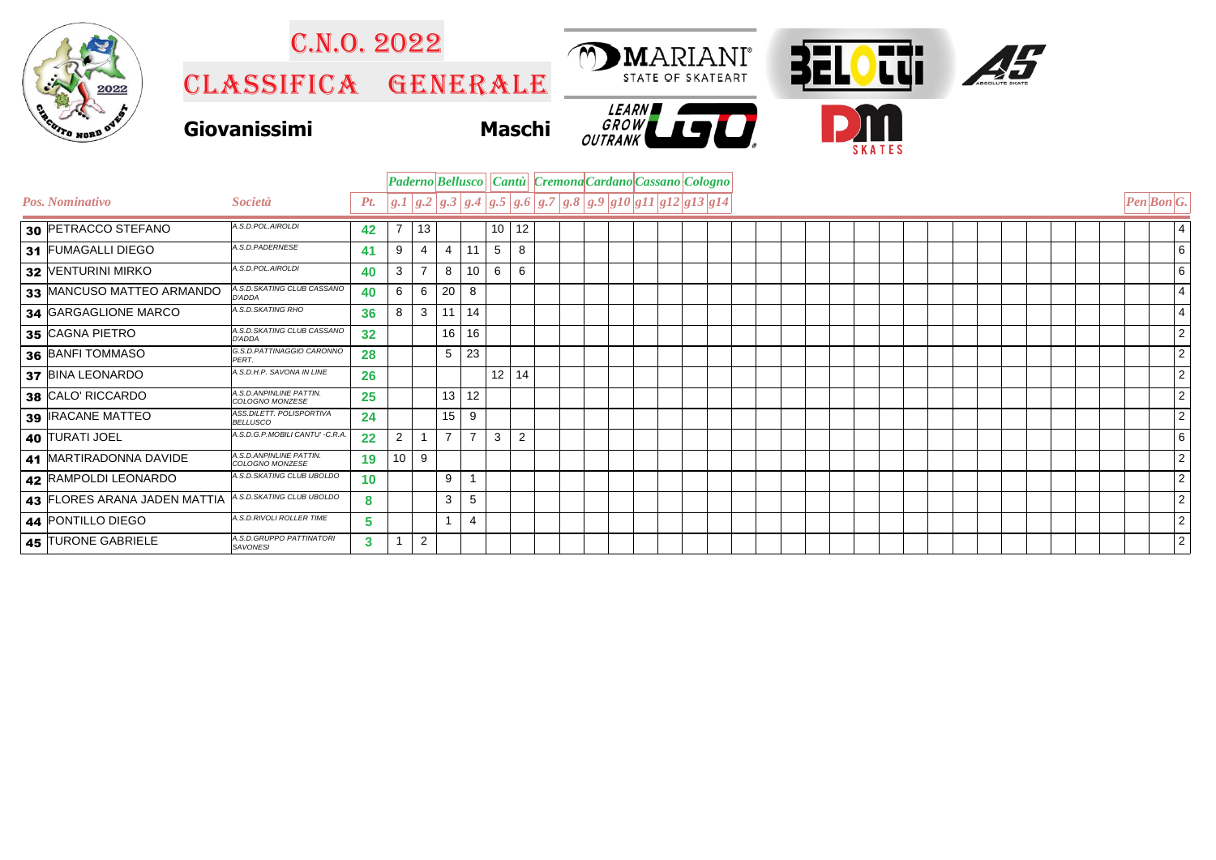# C.N.O. 2022

## CLASSIFICA GENERALE

**Giovanissimi** **Maschi**

| | | | | Paderno | | Bellusco | | Cantù | | Cremona | | Cardano | | Cassano | | Cologno | | | | |
|---|---|---|---|---|---|---|---|---|---|---|---|---|---|---|---|---|---|---|---|---|
| Pos. | Nominativo | Società | Pt. | g.1 | g.2 | g.3 | g.4 | g.5 | g.6 | g.7 | g.8 | g.9 | g10 | g11 | g12 | g13 | g14 | Pen | Bon | G. |
| 30 | PETRACCO STEFANO | A.S.D.POL.AIROLDI | 42 | 7 | 13 | | | 10 | 12 | | | | | | | | | | | 4 |
| 31 | FUMAGALLI DIEGO | A.S.D.PADERNESE | 41 | 9 | 4 | 4 | 11 | 5 | 8 | | | | | | | | | | | 6 |
| 32 | VENTURINI MIRKO | A.S.D.POL.AIROLDI | 40 | 3 | 7 | 8 | 10 | 6 | 6 | | | | | | | | | | | 6 |
| 33 | MANCUSO MATTEO ARMANDO | A.S.D.SKATING CLUB CASSANO D'ADDA | 40 | 6 | 6 | 20 | 8 | | | | | | | | | | | | | 4 |
| 34 | GARGAGLIONE MARCO | A.S.D.SKATING RHO | 36 | 8 | 3 | 11 | 14 | | | | | | | | | | | | | 4 |
| 35 | CAGNA PIETRO | A.S.D.SKATING CLUB CASSANO D'ADDA | 32 | | | 16 | 16 | | | | | | | | | | | | | 2 |
| 36 | BANFI TOMMASO | G.S.D.PATTINAGGIO CARONNO PERT. | 28 | | | 5 | 23 | | | | | | | | | | | | | 2 |
| 37 | BINA LEONARDO | A.S.D.H.P. SAVONA IN LINE | 26 | | | | | 12 | 14 | | | | | | | | | | | 2 |
| 38 | CALO' RICCARDO | A.S.D.ANPINLINE PATTIN. COLOGNO MONZESE | 25 | | | 13 | 12 | | | | | | | | | | | | | 2 |
| 39 | IRACANE MATTEO | ASS.DILETT. POLISPORTIVA BELLUSCO | 24 | | | 15 | 9 | | | | | | | | | | | | | 2 |
| 40 | TURATI JOEL | A.S.D.G.P.MOBILI CANTU' -C.R.A. | 22 | 2 | 1 | 7 | 7 | 3 | 2 | | | | | | | | | | | 6 |
| 41 | MARTIRADONNA DAVIDE | A.S.D.ANPINLINE PATTIN. COLOGNO MONZESE | 19 | 10 | 9 | | | | | | | | | | | | | | | 2 |
| 42 | RAMPOLDI LEONARDO | A.S.D.SKATING CLUB UBOLDO | 10 | | | 9 | 1 | | | | | | | | | | | | | 2 |
| 43 | FLORES ARANA JADEN MATTIA | A.S.D.SKATING CLUB UBOLDO | 8 | | | 3 | 5 | | | | | | | | | | | | | 2 |
| 44 | PONTILLO DIEGO | A.S.D.RIVOLI ROLLER TIME | 5 | | | 1 | 4 | | | | | | | | | | | | | 2 |
| 45 | TURONE GABRIELE | A.S.D.GRUPPO PATTINATORI SAVONESI | 3 | 1 | 2 | | | | | | | | | | | | | | | 2 |